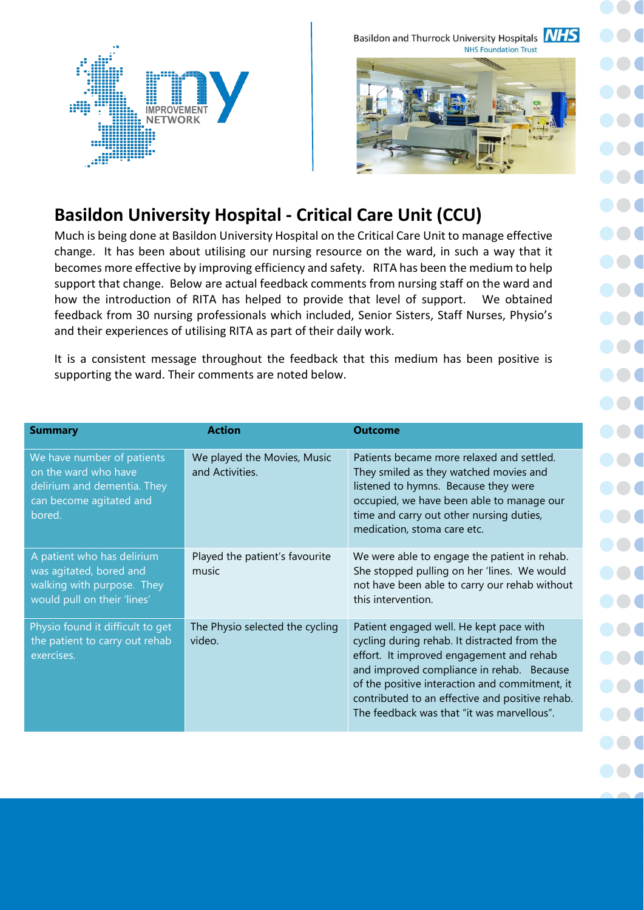Basildon and Thurrock University Hospitals NHS Foundation Trust

# Basildon University Hospital - Critical Care Unit (CCU)

Much is being done at Basildon University Hospital on the Critical Care Unit to manage effective change. It has been about utilising our nursing resource on the ward, in such a way that it becomes more effective by improving efficiency and safety. RITA has been the medium to help support that change. Below are actual feedback comments from nursing staff on the ward and how the introduction of RITA has helped to provide that level of support. We obtained feedback from 30 nursing professionals which included, Senior Sisters, Staff Nurses, Physio's and their experiences of utilising RITA as part of their daily work.

It is a consistent message throughout the feedback that this medium has been positive is supporting the ward. Their comments are noted below.

| Summary | Action | Outcome |
| --- | --- | --- |
| We have number of patients on the ward who have delirium and dementia. They can become agitated and bored. | We played the Movies, Music and Activities. | Patients became more relaxed and settled. They smiled as they watched movies and listened to hymns. Because they were occupied, we have been able to manage our time and carry out other nursing duties, medication, stoma care etc. |
| A patient who has delirium was agitated, bored and walking with purpose. They would pull on their 'lines' | Played the patient's favourite music | We were able to engage the patient in rehab. She stopped pulling on her 'lines. We would not have been able to carry our rehab without this intervention. |
| Physio found it difficult to get the patient to carry out rehab exercises. | The Physio selected the cycling video. | Patient engaged well. He kept pace with cycling during rehab. It distracted from the effort. It improved engagement and rehab and improved compliance in rehab. Because of the positive interaction and commitment, it contributed to an effective and positive rehab. The feedback was that "it was marvellous". |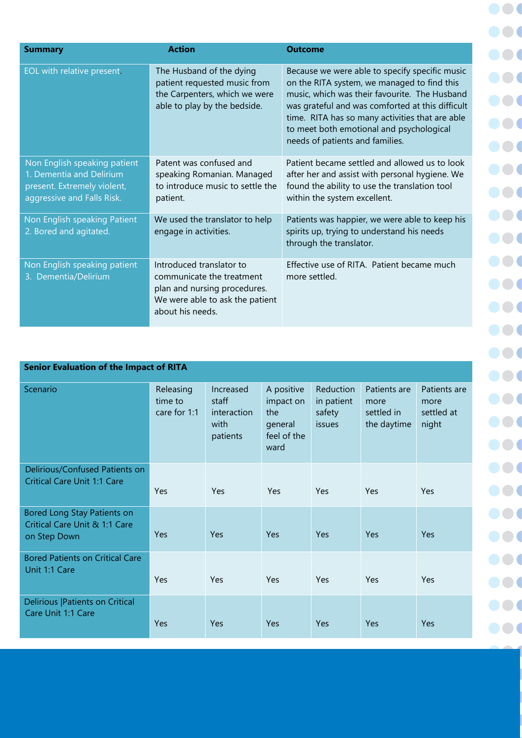| Summary | Action | Outcome |
|---|---|---|
| EOL with relative present. | The Husband of the dying patient requested music from the Carpenters, which we were able to play by the bedside. | Because we were able to specify specific music on the RITA system, we managed to find this music, which was their favourite. The Husband was grateful and was comforted at this difficult time. RITA has so many activities that are able to meet both emotional and psychological needs of patients and families. |
| Non English speaking patient 1. Dementia and Delirium present. Extremely violent, aggressive and Falls Risk. | Patent was confused and speaking Romanian. Managed to introduce music to settle the patient. | Patient became settled and allowed us to look after her and assist with personal hygiene. We found the ability to use the translation tool within the system excellent. |
| Non English speaking Patient 2. Bored and agitated. | We used the translator to help engage in activities. | Patients was happier, we were able to keep his spirits up, trying to understand his needs through the translator. |
| Non English speaking patient 3. Dementia/Delirium | Introduced translator to communicate the treatment plan and nursing procedures. We were able to ask the patient about his needs. | Effective use of RITA. Patient became much more settled. |

| Senior Evaluation of the Impact of RITA | | | | | | |
|---|---|---|---|---|---|---|
| Scenario | Releasing time to care for 1:1 | Increased staff interaction with patients | A positive impact on the general feel of the ward | Reduction in patient safety issues | Patients are more settled in the daytime | Patients are more settled at night |
| Delirious/Confused Patients on Critical Care Unit 1:1 Care | Yes | Yes | Yes | Yes | Yes | Yes |
| Bored Long Stay Patients on Critical Care Unit & 1:1 Care on Step Down | Yes | Yes | Yes | Yes | Yes | Yes |
| Bored Patients on Critical Care Unit 1:1 Care | Yes | Yes | Yes | Yes | Yes | Yes |
| Delirious \|Patients on Critical Care Unit 1:1 Care | Yes | Yes | Yes | Yes | Yes | Yes |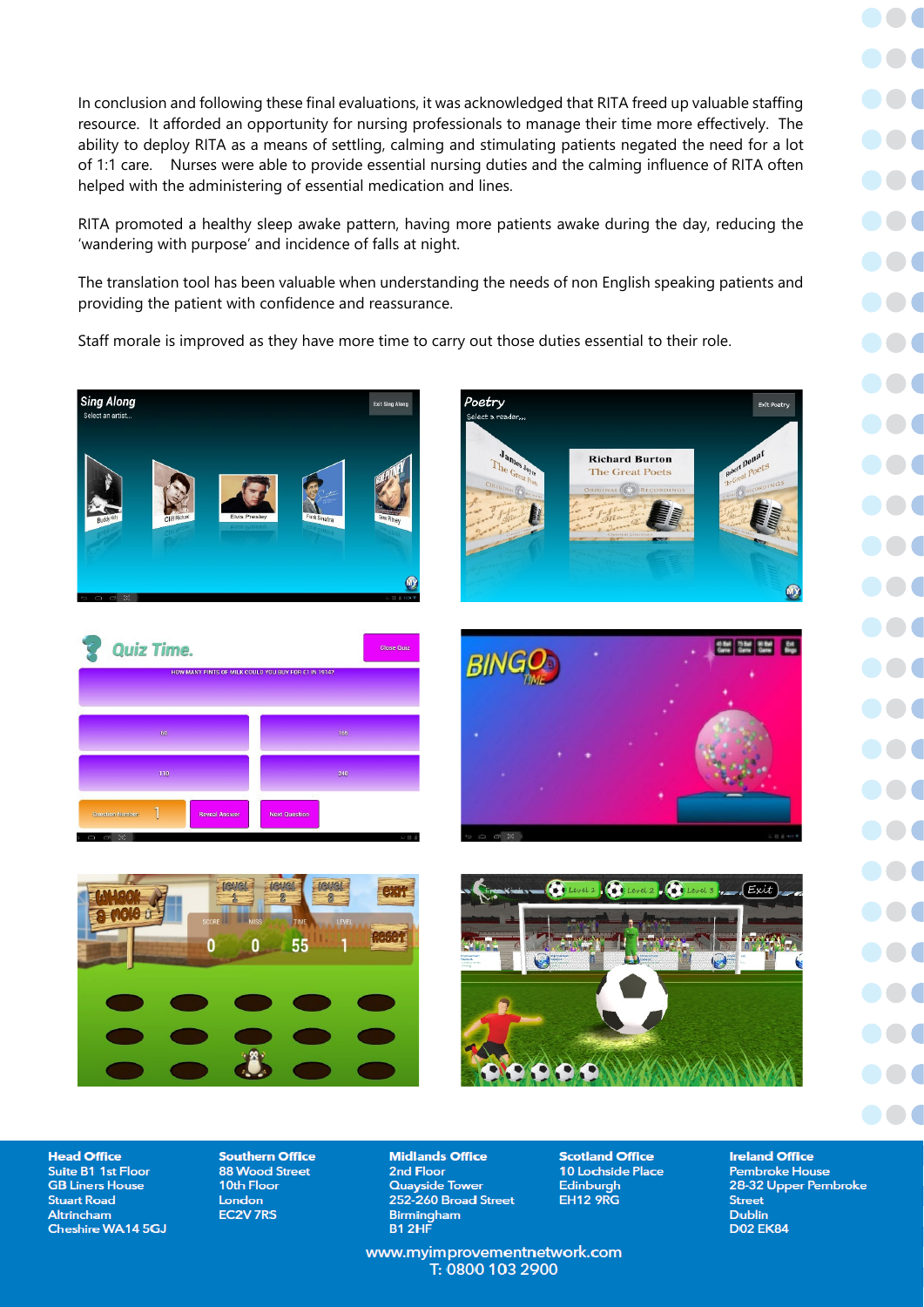In conclusion and following these final evaluations, it was acknowledged that RITA freed up valuable staffing resource. It afforded an opportunity for nursing professionals to manage their time more effectively. The ability to deploy RITA as a means of settling, calming and stimulating patients negated the need for a lot of 1:1 care. Nurses were able to provide essential nursing duties and the calming influence of RITA often helped with the administering of essential medication and lines.

RITA promoted a healthy sleep awake pattern, having more patients awake during the day, reducing the 'wandering with purpose' and incidence of falls at night.

The translation tool has been valuable when understanding the needs of non English speaking patients and providing the patient with confidence and reassurance.

Staff morale is improved as they have more time to carry out those duties essential to their role.

**Head Office**
Suite B1 1st Floor
GB Liners House
Stuart Road
Altrincham
Cheshire WA14 5GJ

**Southern Office**
88 Wood Street
10th Floor
London
EC2V 7RS

**Midlands Office**
2nd Floor
Quayside Tower
252-260 Broad Street
Birmingham
B1 2HF

**Scotland Office**
10 Lochside Place
Edinburgh
EH12 9RG

**Ireland Office**
Pembroke House
28-32 Upper Pembroke Street
Dublin
D02 EK84

www.myimprovementnetwork.com
T: 0800 103 2900